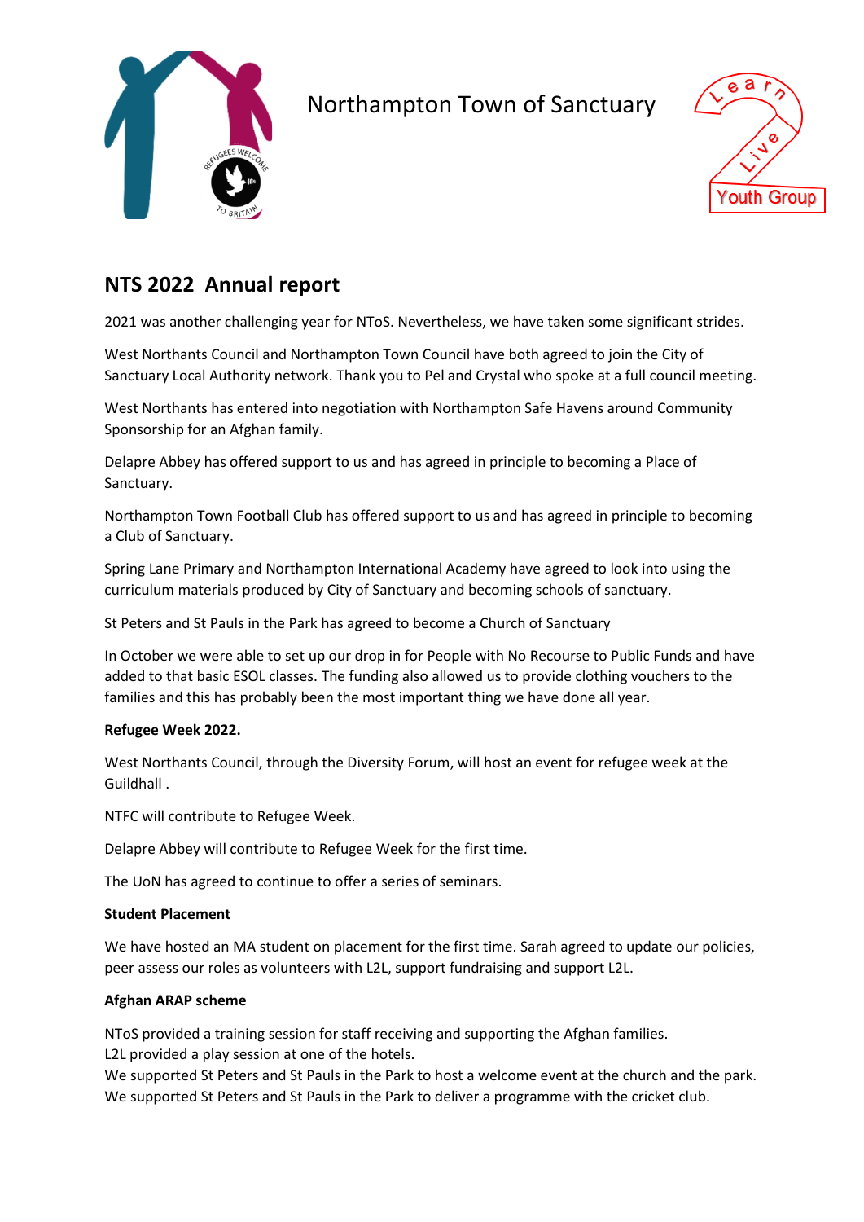Northampton Town of Sanctuary

## NTS 2022 Annual report

2021 was another challenging year for NToS. Nevertheless, we have taken some significant strides.

West Northants Council and Northampton Town Council have both agreed to join the City of Sanctuary Local Authority network. Thank you to Pel and Crystal who spoke at a full council meeting.

West Northants has entered into negotiation with Northampton Safe Havens around Community Sponsorship for an Afghan family.

Delapre Abbey has offered support to us and has agreed in principle to becoming a Place of Sanctuary.

Northampton Town Football Club has offered support to us and has agreed in principle to becoming a Club of Sanctuary.

Spring Lane Primary and Northampton International Academy have agreed to look into using the curriculum materials produced by City of Sanctuary and becoming schools of sanctuary.

St Peters and St Pauls in the Park has agreed to become a Church of Sanctuary

In October we were able to set up our drop in for People with No Recourse to Public Funds and have added to that basic ESOL classes. The funding also allowed us to provide clothing vouchers to the families and this has probably been the most important thing we have done all year.

**Refugee Week 2022.**

West Northants Council, through the Diversity Forum, will host an event for refugee week at the Guildhall .

NTFC will contribute to Refugee Week.

Delapre Abbey will contribute to Refugee Week for the first time.

The UoN has agreed to continue to offer a series of seminars.

**Student Placement**

We have hosted an MA student on placement for the first time. Sarah agreed to update our policies, peer assess our roles as volunteers with L2L, support fundraising and support L2L.

**Afghan ARAP scheme**

NToS provided a training session for staff receiving and supporting the Afghan families.
L2L provided a play session at one of the hotels.
We supported St Peters and St Pauls in the Park to host a welcome event at the church and the park.
We supported St Peters and St Pauls in the Park to deliver a programme with the cricket club.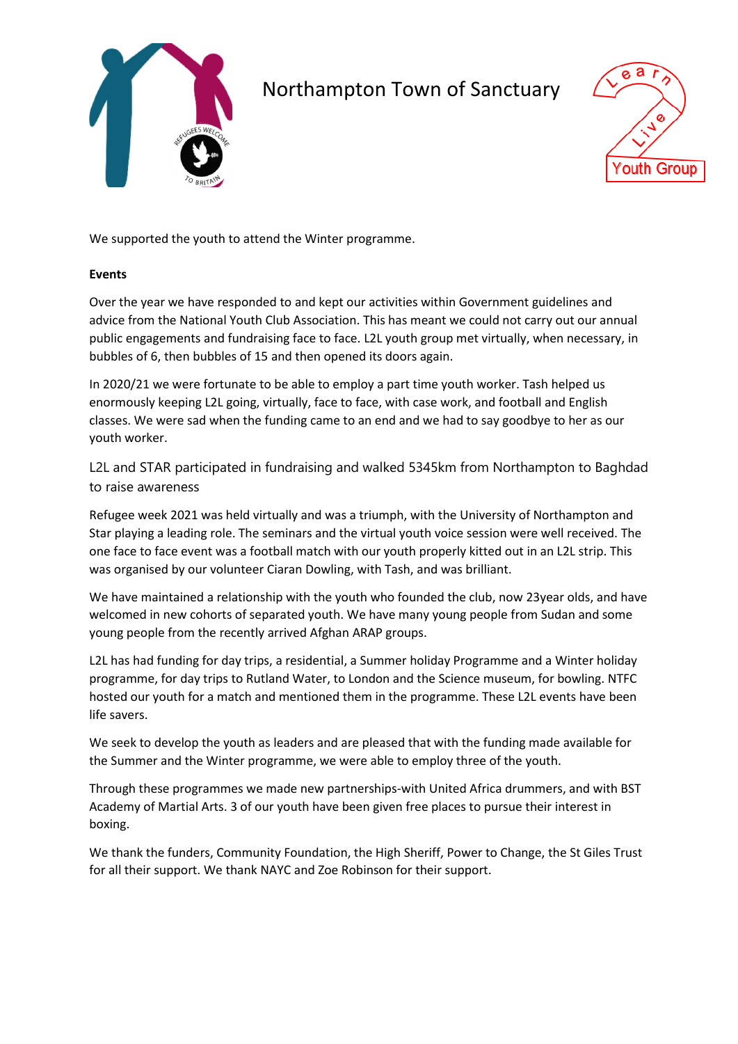Northampton Town of Sanctuary

We supported the youth to attend the Winter programme.

**Events**

Over the year we have responded to and kept our activities within Government guidelines and advice from the National Youth Club Association. This has meant we could not carry out our annual public engagements and fundraising face to face. L2L youth group met virtually, when necessary, in bubbles of 6, then bubbles of 15 and then opened its doors again.

In 2020/21 we were fortunate to be able to employ a part time youth worker. Tash helped us enormously keeping L2L going, virtually, face to face, with case work, and football and English classes. We were sad when the funding came to an end and we had to say goodbye to her as our youth worker.

L2L and STAR participated in fundraising and walked 5345km from Northampton to Baghdad to raise awareness

Refugee week 2021 was held virtually and was a triumph, with the University of Northampton and Star playing a leading role. The seminars and the virtual youth voice session were well received. The one face to face event was a football match with our youth properly kitted out in an L2L strip. This was organised by our volunteer Ciaran Dowling, with Tash, and was brilliant.

We have maintained a relationship with the youth who founded the club, now 23year olds, and have welcomed in new cohorts of separated youth. We have many young people from Sudan and some young people from the recently arrived Afghan ARAP groups.

L2L has had funding for day trips, a residential, a Summer holiday Programme and a Winter holiday programme, for day trips to Rutland Water, to London and the Science museum, for bowling. NTFC hosted our youth for a match and mentioned them in the programme. These L2L events have been life savers.

We seek to develop the youth as leaders and are pleased that with the funding made available for the Summer and the Winter programme, we were able to employ three of the youth.

Through these programmes we made new partnerships-with United Africa drummers, and with BST Academy of Martial Arts. 3 of our youth have been given free places to pursue their interest in boxing.

We thank the funders, Community Foundation, the High Sheriff, Power to Change, the St Giles Trust for all their support. We thank NAYC and Zoe Robinson for their support.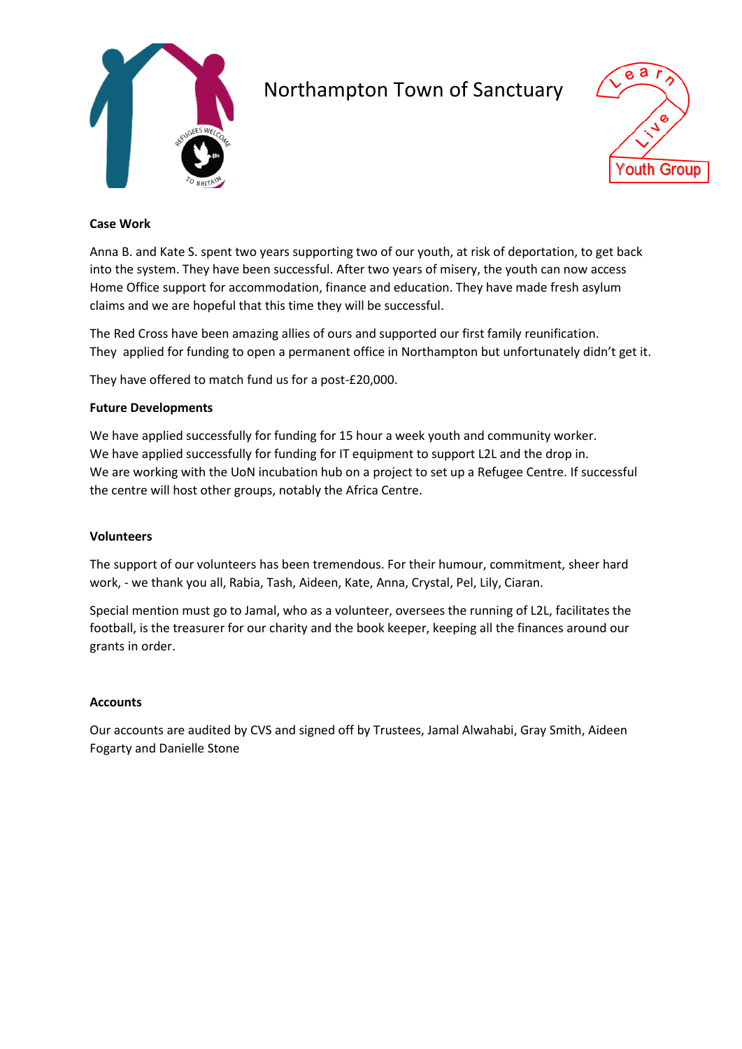Northampton Town of Sanctuary

**Case Work**

Anna B. and Kate S. spent two years supporting two of our youth, at risk of deportation, to get back into the system. They have been successful. After two years of misery, the youth can now access Home Office support for accommodation, finance and education. They have made fresh asylum claims and we are hopeful that this time they will be successful.

The Red Cross have been amazing allies of ours and supported our first family reunification. They applied for funding to open a permanent office in Northampton but unfortunately didn't get it.

They have offered to match fund us for a post-£20,000.

**Future Developments**

We have applied successfully for funding for 15 hour a week youth and community worker.
We have applied successfully for funding for IT equipment to support L2L and the drop in.
We are working with the UoN incubation hub on a project to set up a Refugee Centre. If successful the centre will host other groups, notably the Africa Centre.

**Volunteers**

The support of our volunteers has been tremendous. For their humour, commitment, sheer hard work, - we thank you all, Rabia, Tash, Aideen, Kate, Anna, Crystal, Pel, Lily, Ciaran.

Special mention must go to Jamal, who as a volunteer, oversees the running of L2L, facilitates the football, is the treasurer for our charity and the book keeper, keeping all the finances around our grants in order.

**Accounts**

Our accounts are audited by CVS and signed off by Trustees, Jamal Alwahabi, Gray Smith, Aideen Fogarty and Danielle Stone